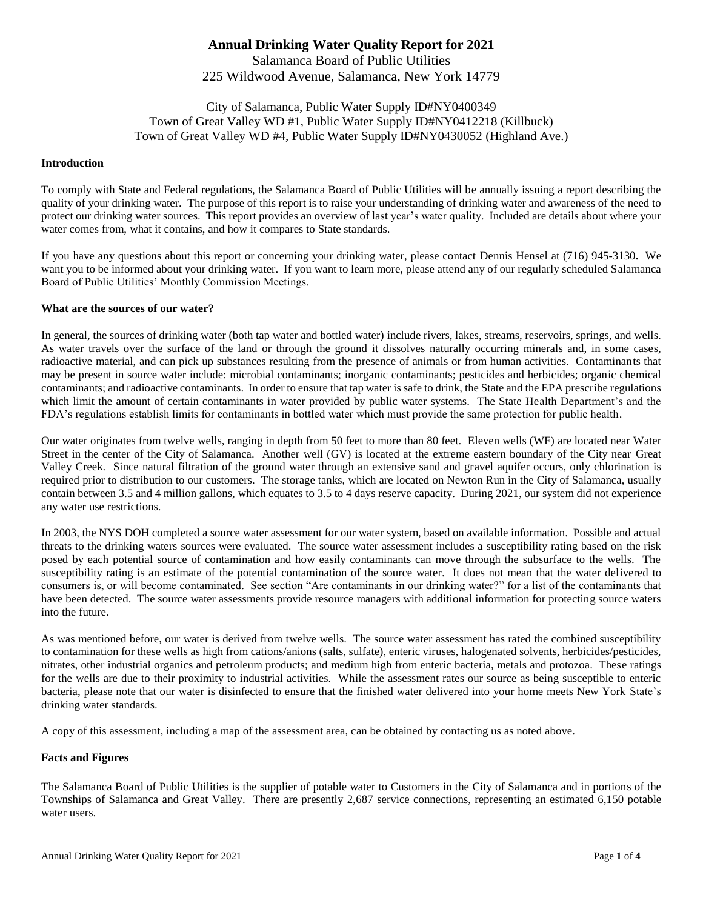# Annual Drinking Water Quality Report for 2021

Salamanca Board of Public Utilities
225 Wildwood Avenue, Salamanca, New York 14779

City of Salamanca, Public Water Supply ID#NY0400349
Town of Great Valley WD #1, Public Water Supply ID#NY0412218 (Killbuck)
Town of Great Valley WD #4, Public Water Supply ID#NY0430052 (Highland Ave.)

### Introduction

To comply with State and Federal regulations, the Salamanca Board of Public Utilities will be annually issuing a report describing the quality of your drinking water. The purpose of this report is to raise your understanding of drinking water and awareness of the need to protect our drinking water sources. This report provides an overview of last year's water quality. Included are details about where your water comes from, what it contains, and how it compares to State standards.

If you have any questions about this report or concerning your drinking water, please contact Dennis Hensel at (716) 945-3130**.** We want you to be informed about your drinking water. If you want to learn more, please attend any of our regularly scheduled Salamanca Board of Public Utilities' Monthly Commission Meetings.

### What are the sources of our water?

In general, the sources of drinking water (both tap water and bottled water) include rivers, lakes, streams, reservoirs, springs, and wells. As water travels over the surface of the land or through the ground it dissolves naturally occurring minerals and, in some cases, radioactive material, and can pick up substances resulting from the presence of animals or from human activities. Contaminants that may be present in source water include: microbial contaminants; inorganic contaminants; pesticides and herbicides; organic chemical contaminants; and radioactive contaminants. In order to ensure that tap water is safe to drink, the State and the EPA prescribe regulations which limit the amount of certain contaminants in water provided by public water systems. The State Health Department's and the FDA's regulations establish limits for contaminants in bottled water which must provide the same protection for public health.

Our water originates from twelve wells, ranging in depth from 50 feet to more than 80 feet. Eleven wells (WF) are located near Water Street in the center of the City of Salamanca. Another well (GV) is located at the extreme eastern boundary of the City near Great Valley Creek. Since natural filtration of the ground water through an extensive sand and gravel aquifer occurs, only chlorination is required prior to distribution to our customers. The storage tanks, which are located on Newton Run in the City of Salamanca, usually contain between 3.5 and 4 million gallons, which equates to 3.5 to 4 days reserve capacity. During 2021, our system did not experience any water use restrictions.

In 2003, the NYS DOH completed a source water assessment for our water system, based on available information. Possible and actual threats to the drinking waters sources were evaluated. The source water assessment includes a susceptibility rating based on the risk posed by each potential source of contamination and how easily contaminants can move through the subsurface to the wells. The susceptibility rating is an estimate of the potential contamination of the source water. It does not mean that the water delivered to consumers is, or will become contaminated. See section "Are contaminants in our drinking water?" for a list of the contaminants that have been detected. The source water assessments provide resource managers with additional information for protecting source waters into the future.

As was mentioned before, our water is derived from twelve wells. The source water assessment has rated the combined susceptibility to contamination for these wells as high from cations/anions (salts, sulfate), enteric viruses, halogenated solvents, herbicides/pesticides, nitrates, other industrial organics and petroleum products; and medium high from enteric bacteria, metals and protozoa. These ratings for the wells are due to their proximity to industrial activities. While the assessment rates our source as being susceptible to enteric bacteria, please note that our water is disinfected to ensure that the finished water delivered into your home meets New York State's drinking water standards.

A copy of this assessment, including a map of the assessment area, can be obtained by contacting us as noted above.

### Facts and Figures

The Salamanca Board of Public Utilities is the supplier of potable water to Customers in the City of Salamanca and in portions of the Townships of Salamanca and Great Valley. There are presently 2,687 service connections, representing an estimated 6,150 potable water users.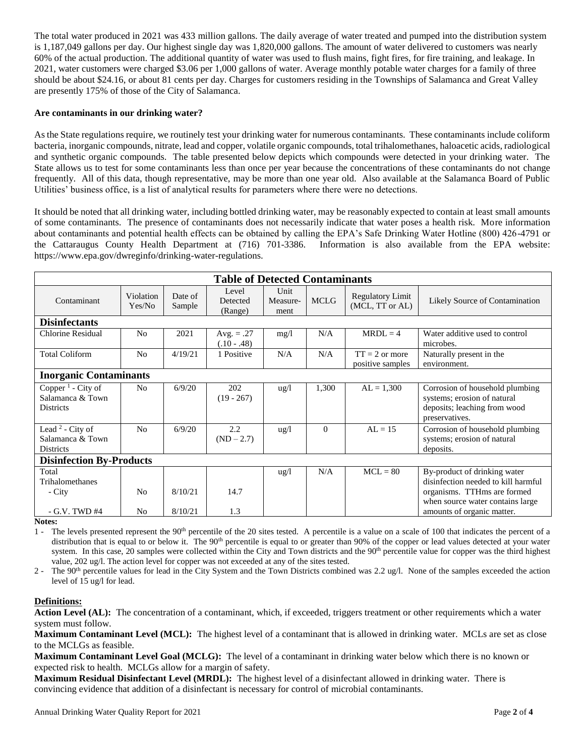The total water produced in 2021 was 433 million gallons. The daily average of water treated and pumped into the distribution system is 1,187,049 gallons per day. Our highest single day was 1,820,000 gallons. The amount of water delivered to customers was nearly 60% of the actual production. The additional quantity of water was used to flush mains, fight fires, for fire training, and leakage. In 2021, water customers were charged $3.06 per 1,000 gallons of water. Average monthly potable water charges for a family of three should be about $24.16, or about 81 cents per day. Charges for customers residing in the Townships of Salamanca and Great Valley are presently 175% of those of the City of Salamanca.

**Are contaminants in our drinking water?**

As the State regulations require, we routinely test your drinking water for numerous contaminants. These contaminants include coliform bacteria, inorganic compounds, nitrate, lead and copper, volatile organic compounds, total trihalomethanes, haloacetic acids, radiological and synthetic organic compounds. The table presented below depicts which compounds were detected in your drinking water. The State allows us to test for some contaminants less than once per year because the concentrations of these contaminants do not change frequently. All of this data, though representative, may be more than one year old. Also available at the Salamanca Board of Public Utilities' business office, is a list of analytical results for parameters where there were no detections.

It should be noted that all drinking water, including bottled drinking water, may be reasonably expected to contain at least small amounts of some contaminants. The presence of contaminants does not necessarily indicate that water poses a health risk. More information about contaminants and potential health effects can be obtained by calling the EPA's Safe Drinking Water Hotline (800) 426-4791 or the Cattaraugus County Health Department at (716) 701-3386. Information is also available from the EPA website: https://www.epa.gov/dwreginfo/drinking-water-regulations.

**Table of Detected Contaminants**

| Contaminant | Violation Yes/No | Date of Sample | Level Detected (Range) | Unit Measure-ment | MCLG | Regulatory Limit (MCL, TT or AL) | Likely Source of Contamination |
|---|---|---|---|---|---|---|---|
| **Disinfectants** | | | | | | | |
| Chlorine Residual | No | 2021 | Avg. = .27 (.10 - .48) | mg/l | N/A | MRDL = 4 | Water additive used to control microbes. |
| Total Coliform | No | 4/19/21 | 1 Positive | N/A | N/A | TT = 2 or more positive samples | Naturally present in the environment. |
| **Inorganic Contaminants** | | | | | | | |
| Copper [1] - City of Salamanca & Town Districts | No | 6/9/20 | 202 (19 - 267) | ug/l | 1,300 | AL = 1,300 | Corrosion of household plumbing systems; erosion of natural deposits; leaching from wood preservatives. |
| Lead [2] - City of Salamanca & Town Districts | No | 6/9/20 | 2.2 (ND – 2.7) | ug/l | 0 | AL = 15 | Corrosion of household plumbing systems; erosion of natural deposits. |
| **Disinfection By-Products** | | | | | | | |
| Total Trihalomethanes | | | | ug/l | N/A | MCL = 80 | By-product of drinking water disinfection needed to kill harmful organisms. TTHms are formed when source water contains large amounts of organic matter. |
| - City | No | 8/10/21 | 14.7 | | | | |
| - G.V. TWD #4 | No | 8/10/21 | 1.3 | | | | |

**Notes:**

1 - The levels presented represent the 90th percentile of the 20 sites tested. A percentile is a value on a scale of 100 that indicates the percent of a distribution that is equal to or below it. The 90th percentile is equal to or greater than 90% of the copper or lead values detected at your water system. In this case, 20 samples were collected within the City and Town districts and the 90th percentile value for copper was the third highest value, 202 ug/l. The action level for copper was not exceeded at any of the sites tested.

2 - The 90th percentile values for lead in the City System and the Town Districts combined was 2.2 ug/l. None of the samples exceeded the action level of 15 ug/l for lead.

**Definitions:**

**Action Level (AL):** The concentration of a contaminant, which, if exceeded, triggers treatment or other requirements which a water system must follow.

**Maximum Contaminant Level (MCL):** The highest level of a contaminant that is allowed in drinking water. MCLs are set as close to the MCLGs as feasible.

**Maximum Contaminant Level Goal (MCLG):** The level of a contaminant in drinking water below which there is no known or expected risk to health. MCLGs allow for a margin of safety.

**Maximum Residual Disinfectant Level (MRDL):** The highest level of a disinfectant allowed in drinking water. There is convincing evidence that addition of a disinfectant is necessary for control of microbial contaminants.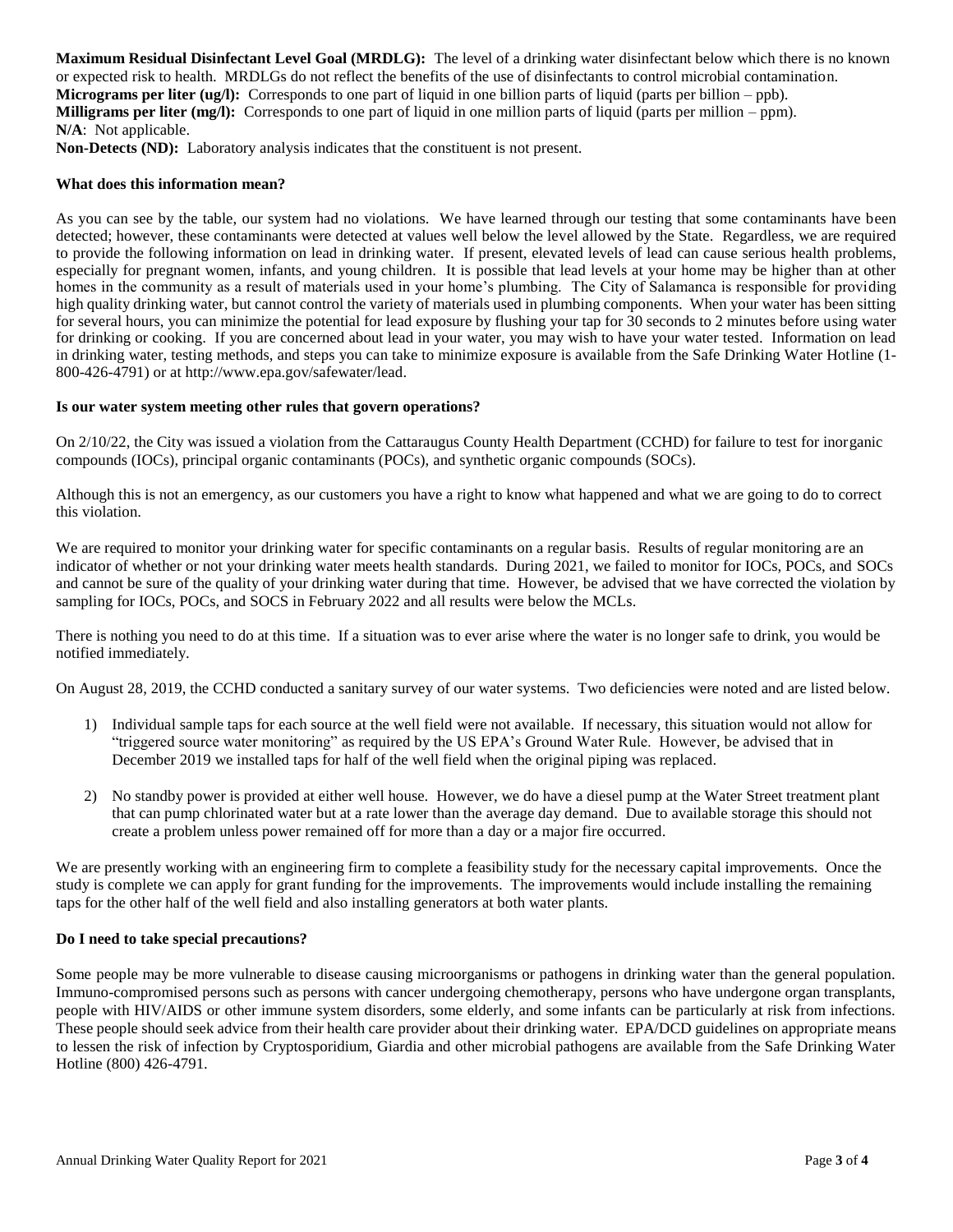**Maximum Residual Disinfectant Level Goal (MRDLG):** The level of a drinking water disinfectant below which there is no known or expected risk to health. MRDLGs do not reflect the benefits of the use of disinfectants to control microbial contamination.
**Micrograms per liter (ug/l):** Corresponds to one part of liquid in one billion parts of liquid (parts per billion – ppb).
**Milligrams per liter (mg/l):** Corresponds to one part of liquid in one million parts of liquid (parts per million – ppm).
**N/A**: Not applicable.
**Non-Detects (ND):** Laboratory analysis indicates that the constituent is not present.

**What does this information mean?**

As you can see by the table, our system had no violations. We have learned through our testing that some contaminants have been detected; however, these contaminants were detected at values well below the level allowed by the State. Regardless, we are required to provide the following information on lead in drinking water. If present, elevated levels of lead can cause serious health problems, especially for pregnant women, infants, and young children. It is possible that lead levels at your home may be higher than at other homes in the community as a result of materials used in your home's plumbing. The City of Salamanca is responsible for providing high quality drinking water, but cannot control the variety of materials used in plumbing components. When your water has been sitting for several hours, you can minimize the potential for lead exposure by flushing your tap for 30 seconds to 2 minutes before using water for drinking or cooking. If you are concerned about lead in your water, you may wish to have your water tested. Information on lead in drinking water, testing methods, and steps you can take to minimize exposure is available from the Safe Drinking Water Hotline (1-800-426-4791) or at http://www.epa.gov/safewater/lead.

**Is our water system meeting other rules that govern operations?**

On 2/10/22, the City was issued a violation from the Cattaraugus County Health Department (CCHD) for failure to test for inorganic compounds (IOCs), principal organic contaminants (POCs), and synthetic organic compounds (SOCs).

Although this is not an emergency, as our customers you have a right to know what happened and what we are going to do to correct this violation.

We are required to monitor your drinking water for specific contaminants on a regular basis. Results of regular monitoring are an indicator of whether or not your drinking water meets health standards. During 2021, we failed to monitor for IOCs, POCs, and SOCs and cannot be sure of the quality of your drinking water during that time. However, be advised that we have corrected the violation by sampling for IOCs, POCs, and SOCS in February 2022 and all results were below the MCLs.

There is nothing you need to do at this time. If a situation was to ever arise where the water is no longer safe to drink, you would be notified immediately.

On August 28, 2019, the CCHD conducted a sanitary survey of our water systems. Two deficiencies were noted and are listed below.

1) Individual sample taps for each source at the well field were not available. If necessary, this situation would not allow for "triggered source water monitoring" as required by the US EPA's Ground Water Rule. However, be advised that in December 2019 we installed taps for half of the well field when the original piping was replaced.

2) No standby power is provided at either well house. However, we do have a diesel pump at the Water Street treatment plant that can pump chlorinated water but at a rate lower than the average day demand. Due to available storage this should not create a problem unless power remained off for more than a day or a major fire occurred.

We are presently working with an engineering firm to complete a feasibility study for the necessary capital improvements. Once the study is complete we can apply for grant funding for the improvements. The improvements would include installing the remaining taps for the other half of the well field and also installing generators at both water plants.

**Do I need to take special precautions?**

Some people may be more vulnerable to disease causing microorganisms or pathogens in drinking water than the general population. Immuno-compromised persons such as persons with cancer undergoing chemotherapy, persons who have undergone organ transplants, people with HIV/AIDS or other immune system disorders, some elderly, and some infants can be particularly at risk from infections. These people should seek advice from their health care provider about their drinking water. EPA/DCD guidelines on appropriate means to lessen the risk of infection by Cryptosporidium, Giardia and other microbial pathogens are available from the Safe Drinking Water Hotline (800) 426-4791.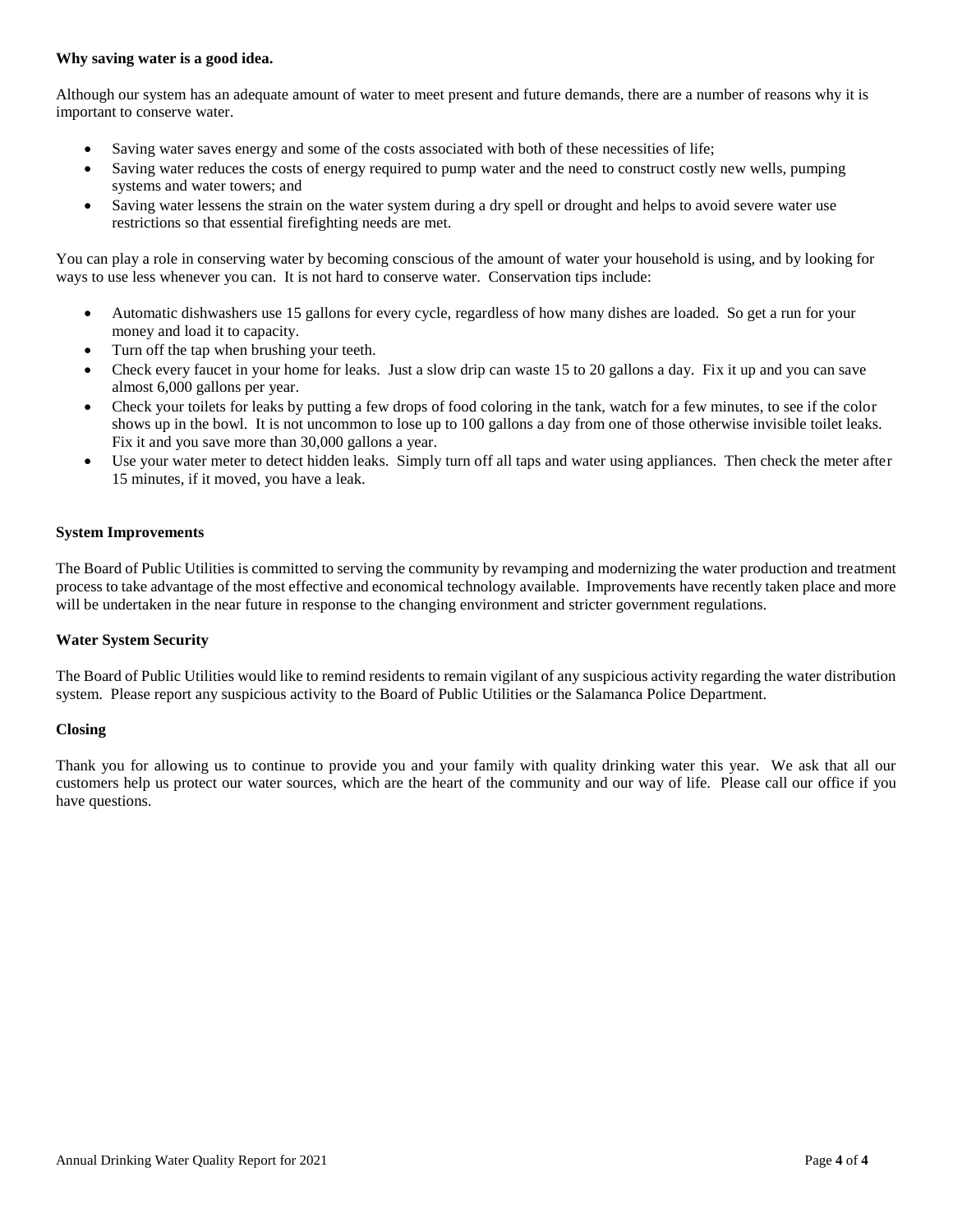**Why saving water is a good idea.**

Although our system has an adequate amount of water to meet present and future demands, there are a number of reasons why it is important to conserve water.

- Saving water saves energy and some of the costs associated with both of these necessities of life;
- Saving water reduces the costs of energy required to pump water and the need to construct costly new wells, pumping systems and water towers; and
- Saving water lessens the strain on the water system during a dry spell or drought and helps to avoid severe water use restrictions so that essential firefighting needs are met.

You can play a role in conserving water by becoming conscious of the amount of water your household is using, and by looking for ways to use less whenever you can. It is not hard to conserve water. Conservation tips include:

- Automatic dishwashers use 15 gallons for every cycle, regardless of how many dishes are loaded. So get a run for your money and load it to capacity.
- Turn off the tap when brushing your teeth.
- Check every faucet in your home for leaks. Just a slow drip can waste 15 to 20 gallons a day. Fix it up and you can save almost 6,000 gallons per year.
- Check your toilets for leaks by putting a few drops of food coloring in the tank, watch for a few minutes, to see if the color shows up in the bowl. It is not uncommon to lose up to 100 gallons a day from one of those otherwise invisible toilet leaks. Fix it and you save more than 30,000 gallons a year.
- Use your water meter to detect hidden leaks. Simply turn off all taps and water using appliances. Then check the meter after 15 minutes, if it moved, you have a leak.

**System Improvements**

The Board of Public Utilities is committed to serving the community by revamping and modernizing the water production and treatment process to take advantage of the most effective and economical technology available. Improvements have recently taken place and more will be undertaken in the near future in response to the changing environment and stricter government regulations.

**Water System Security**

The Board of Public Utilities would like to remind residents to remain vigilant of any suspicious activity regarding the water distribution system. Please report any suspicious activity to the Board of Public Utilities or the Salamanca Police Department.

**Closing**

Thank you for allowing us to continue to provide you and your family with quality drinking water this year. We ask that all our customers help us protect our water sources, which are the heart of the community and our way of life. Please call our office if you have questions.